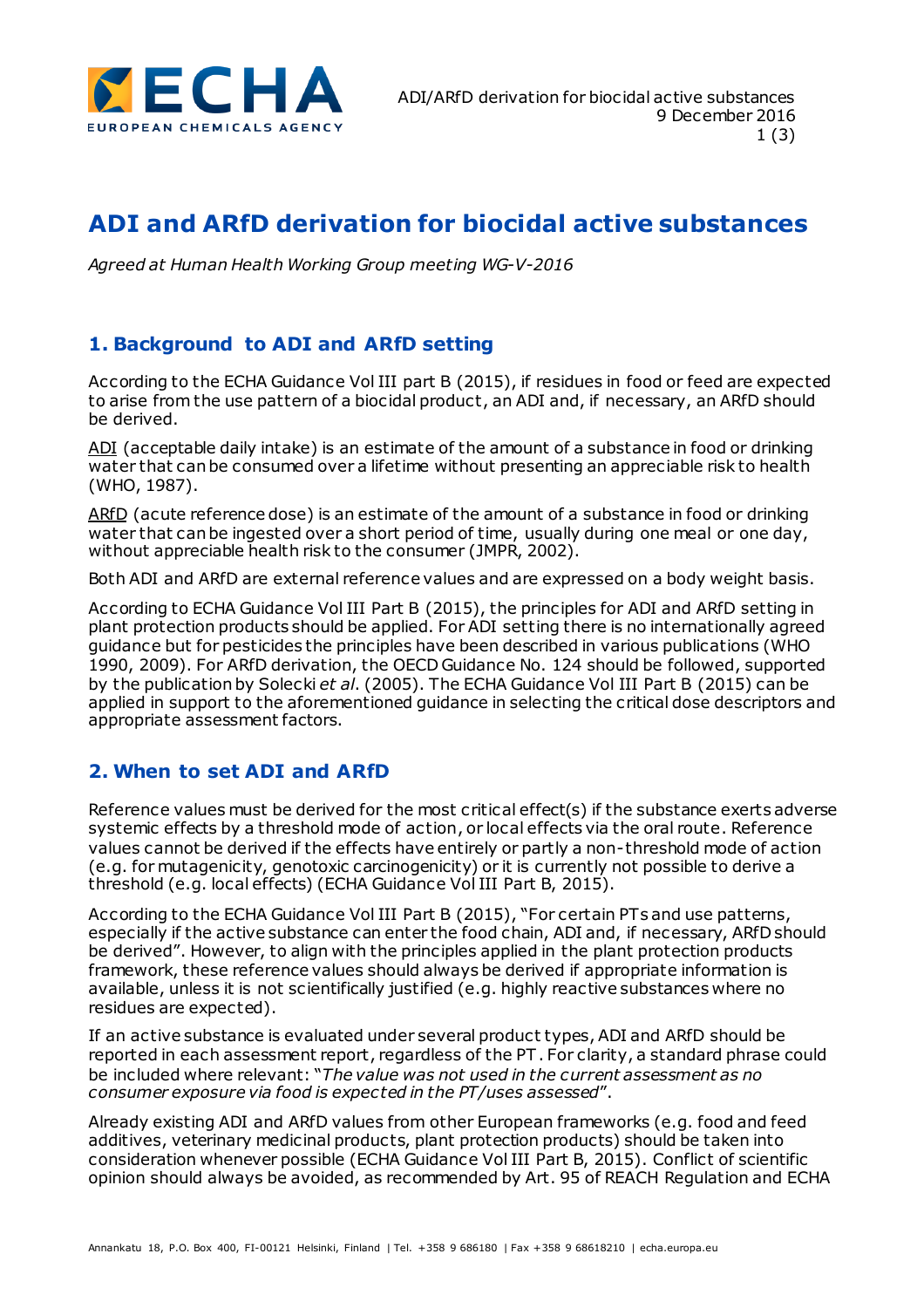# ADI and ARfD derivation for biocidal active substances

*Agreed at Human Health Working Group meeting WG-V-2016*

## 1. Background to ADI and ARfD setting

According to the ECHA Guidance Vol III part B (2015), if residues in food or feed are expected to arise from the use pattern of a biocidal product, an ADI and, if necessary, an ARfD should be derived.

ADI (acceptable daily intake) is an estimate of the amount of a substance in food or drinking water that can be consumed over a lifetime without presenting an appreciable risk to health (WHO, 1987).

ARfD (acute reference dose) is an estimate of the amount of a substance in food or drinking water that can be ingested over a short period of time, usually during one meal or one day, without appreciable health risk to the consumer (JMPR, 2002).

Both ADI and ARfD are external reference values and are expressed on a body weight basis.

According to ECHA Guidance Vol III Part B (2015), the principles for ADI and ARfD setting in plant protection products should be applied. For ADI setting there is no internationally agreed guidance but for pesticides the principles have been described in various publications (WHO 1990, 2009). For ARfD derivation, the OECD Guidance No. 124 should be followed, supported by the publication by Solecki *et al*. (2005). The ECHA Guidance Vol III Part B (2015) can be applied in support to the aforementioned guidance in selecting the critical dose descriptors and appropriate assessment factors.

## 2. When to set ADI and ARfD

Reference values must be derived for the most critical effect(s) if the substance exerts adverse systemic effects by a threshold mode of action, or local effects via the oral route. Reference values cannot be derived if the effects have entirely or partly a non-threshold mode of action (e.g. for mutagenicity, genotoxic carcinogenicity) or it is currently not possible to derive a threshold (e.g. local effects) (ECHA Guidance Vol III Part B, 2015).

According to the ECHA Guidance Vol III Part B (2015), "For certain PTs and use patterns, especially if the active substance can enter the food chain, ADI and, if necessary, ARfD should be derived". However, to align with the principles applied in the plant protection products framework, these reference values should always be derived if appropriate information is available, unless it is not scientifically justified (e.g. highly reactive substances where no residues are expected).

If an active substance is evaluated under several product types, ADI and ARfD should be reported in each assessment report, regardless of the PT. For clarity, a standard phrase could be included where relevant: "*The value was not used in the current assessment as no consumer exposure via food is expected in the PT/uses assessed*".

Already existing ADI and ARfD values from other European frameworks (e.g. food and feed additives, veterinary medicinal products, plant protection products) should be taken into consideration whenever possible (ECHA Guidance Vol III Part B, 2015). Conflict of scientific opinion should always be avoided, as recommended by Art. 95 of REACH Regulation and ECHA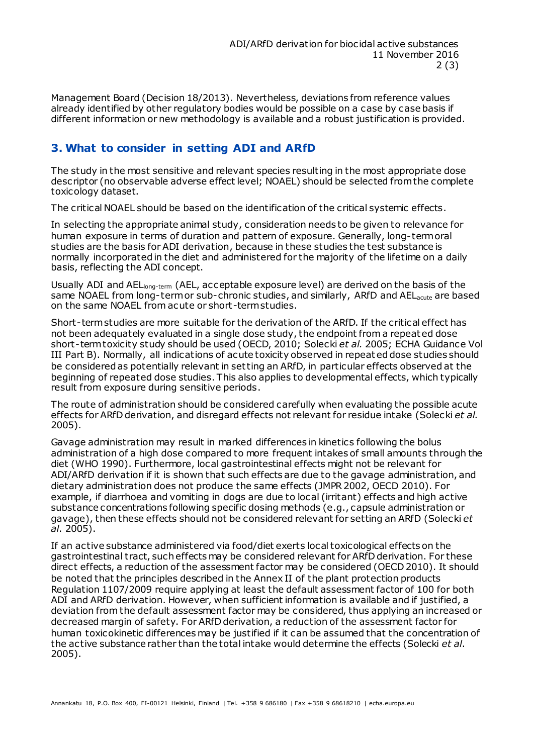Management Board (Decision 18/2013). Nevertheless, deviations from reference values already identified by other regulatory bodies would be possible on a case by case basis if different information or new methodology is available and a robust justification is provided.

## 3. What to consider in setting ADI and ARfD

The study in the most sensitive and relevant species resulting in the most appropriate dose descriptor (no observable adverse effect level; NOAEL) should be selected from the complete toxicology dataset.

The critical NOAEL should be based on the identification of the critical systemic effects.

In selecting the appropriate animal study, consideration needs to be given to relevance for human exposure in terms of duration and pattern of exposure. Generally, long-term oral studies are the basis for ADI derivation, because in these studies the test substance is normally incorporated in the diet and administered for the majority of the lifetime on a daily basis, reflecting the ADI concept.

Usually ADI and $AEL_{long\text{-}term}$ (AEL, acceptable exposure level) are derived on the basis of the same NOAEL from long-term or sub-chronic studies, and similarly, ARfD and $AEL_{acute}$ are based on the same NOAEL from acute or short-term studies.

Short-term studies are more suitable for the derivation of the ARfD. If the critical effect has not been adequately evaluated in a single dose study, the endpoint from a repeated dose short-term toxicity study should be used (OECD, 2010; Solecki *et al.* 2005; ECHA Guidance Vol III Part B). Normally, all indications of acute toxicity observed in repeated dose studies should be considered as potentially relevant in setting an ARfD, in particular effects observed at the beginning of repeated dose studies. This also applies to developmental effects, which typically result from exposure during sensitive periods.

The route of administration should be considered carefully when evaluating the possible acute effects for ARfD derivation, and disregard effects not relevant for residue intake (Solecki *et al.* 2005).

Gavage administration may result in marked differences in kinetics following the bolus administration of a high dose compared to more frequent intakes of small amounts through the diet (WHO 1990). Furthermore, local gastrointestinal effects might not be relevant for ADI/ARfD derivation if it is shown that such effects are due to the gavage administration, and dietary administration does not produce the same effects (JMPR 2002, OECD 2010). For example, if diarrhoea and vomiting in dogs are due to local (irritant) effects and high active substance concentrations following specific dosing methods (e.g., capsule administration or gavage), then these effects should not be considered relevant for setting an ARfD (Solecki *et al*. 2005).

If an active substance administered via food/diet exerts local toxicological effects on the gastrointestinal tract, such effects may be considered relevant for ARfD derivation. For these direct effects, a reduction of the assessment factor may be considered (OECD 2010). It should be noted that the principles described in the Annex II of the plant protection products Regulation 1107/2009 require applying at least the default assessment factor of 100 for both ADI and ARfD derivation. However, when sufficient information is available and if justified, a deviation from the default assessment factor may be considered, thus applying an increased or decreased margin of safety. For ARfD derivation, a reduction of the assessment factor for human toxicokinetic differences may be justified if it can be assumed that the concentration of the active substance rather than the total intake would determine the effects (Solecki *et al*. 2005).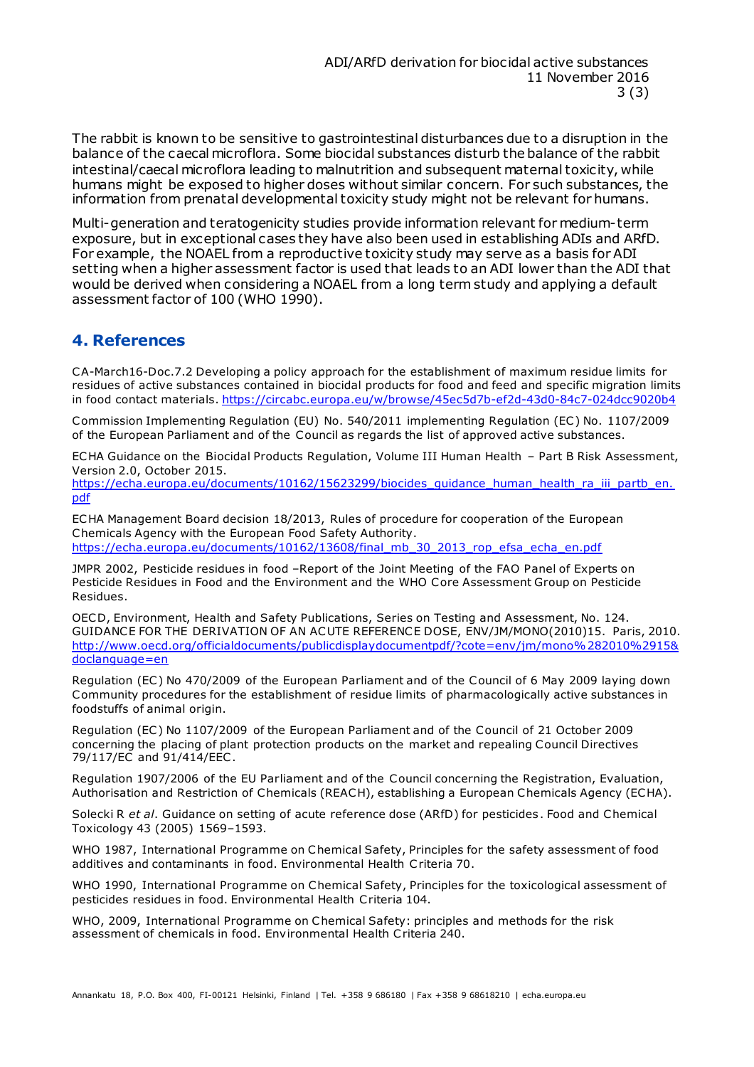The rabbit is known to be sensitive to gastrointestinal disturbances due to a disruption in the balance of the caecal microflora. Some biocidal substances disturb the balance of the rabbit intestinal/caecal microflora leading to malnutrition and subsequent maternal toxicity, while humans might be exposed to higher doses without similar concern. For such substances, the information from prenatal developmental toxicity study might not be relevant for humans.

Multi-generation and teratogenicity studies provide information relevant for medium-term exposure, but in exceptional cases they have also been used in establishing ADIs and ARfD. For example, the NOAEL from a reproductive toxicity study may serve as a basis for ADI setting when a higher assessment factor is used that leads to an ADI lower than the ADI that would be derived when considering a NOAEL from a long term study and applying a default assessment factor of 100 (WHO 1990).

## 4. References

CA-March16-Doc.7.2 Developing a policy approach for the establishment of maximum residue limits for residues of active substances contained in biocidal products for food and feed and specific migration limits in food contact materials. https://circabc.europa.eu/w/browse/45ec5d7b-ef2d-43d0-84c7-024dcc9020b4

Commission Implementing Regulation (EU) No. 540/2011 implementing Regulation (EC) No. 1107/2009 of the European Parliament and of the Council as regards the list of approved active substances.

ECHA Guidance on the Biocidal Products Regulation, Volume III Human Health – Part B Risk Assessment, Version 2.0, October 2015. https://echa.europa.eu/documents/10162/15623299/biocides_guidance_human_health_ra_iii_partb_en.pdf

ECHA Management Board decision 18/2013, Rules of procedure for cooperation of the European Chemicals Agency with the European Food Safety Authority. https://echa.europa.eu/documents/10162/13608/final_mb_30_2013_rop_efsa_echa_en.pdf

JMPR 2002, Pesticide residues in food –Report of the Joint Meeting of the FAO Panel of Experts on Pesticide Residues in Food and the Environment and the WHO Core Assessment Group on Pesticide Residues.

OECD, Environment, Health and Safety Publications, Series on Testing and Assessment, No. 124. GUIDANCE FOR THE DERIVATION OF AN ACUTE REFERENCE DOSE, ENV/JM/MONO(2010)15. Paris, 2010. http://www.oecd.org/officialdocuments/publicdisplaydocumentpdf/?cote=env/jm/mono%282010%2915&doclanguage=en

Regulation (EC) No 470/2009 of the European Parliament and of the Council of 6 May 2009 laying down Community procedures for the establishment of residue limits of pharmacologically active substances in foodstuffs of animal origin.

Regulation (EC) No 1107/2009 of the European Parliament and of the Council of 21 October 2009 concerning the placing of plant protection products on the market and repealing Council Directives 79/117/EC and 91/414/EEC.

Regulation 1907/2006 of the EU Parliament and of the Council concerning the Registration, Evaluation, Authorisation and Restriction of Chemicals (REACH), establishing a European Chemicals Agency (ECHA).

Solecki R *et al*. Guidance on setting of acute reference dose (ARfD) for pesticides. Food and Chemical Toxicology 43 (2005) 1569–1593.

WHO 1987, International Programme on Chemical Safety, Principles for the safety assessment of food additives and contaminants in food. Environmental Health Criteria 70.

WHO 1990, International Programme on Chemical Safety, Principles for the toxicological assessment of pesticides residues in food. Environmental Health Criteria 104.

WHO, 2009, International Programme on Chemical Safety: principles and methods for the risk assessment of chemicals in food. Environmental Health Criteria 240.